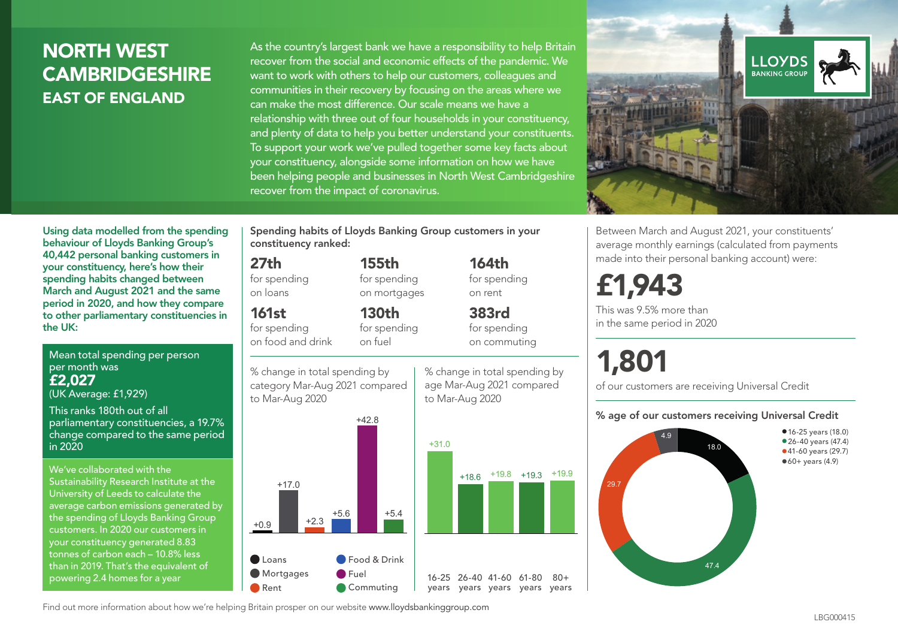# NORTH WEST CAMBRIDGESHIRE

## EAST OF ENGLAND

As the country's largest bank we have a responsibility to help Britain recover from the social and economic effects of the pandemic. We want to work with others to help our customers, colleagues and communities in their recovery by focusing on the areas where we can make the most difference. Our scale means we have a relationship with three out of four households in your constituency, and plenty of data to help you better understand your constituents. To support your work we've pulled together some key facts about your constituency, alongside some information on how we have been helping people and businesses in North West Cambridgeshire recover from the impact of coronavirus.

LLOYDS BANKING GROUP

**Using data modelled from the spending behaviour of Lloyds Banking Group's 40,442 personal banking customers in your constituency, here's how their spending habits changed between March and August 2021 and the same period in 2020, and how they compare to other parliamentary constituencies in the UK:**

Mean total spending per person per month was
**£2,027**
(UK Average: £1,929)

This ranks 180th out of all parliamentary constituencies, a 19.7% change compared to the same period in 2020

We've collaborated with the Sustainability Research Institute at the University of Leeds to calculate the average carbon emissions generated by the spending of Lloyds Banking Group customers. In 2020 our customers in your constituency generated 8.83 tonnes of carbon each – 10.8% less than in 2019. That's the equivalent of powering 2.4 homes for a year

**Spending habits of Lloyds Banking Group customers in your constituency ranked:**

**27th** for spending on loans

**155th** for spending on mortgages

**164th** for spending on rent

**161st** for spending on food and drink

**130th** for spending on fuel

**383rd** for spending on commuting

% change in total spending by category Mar-Aug 2021 compared to Mar-Aug 2020

| Category | % change |
|---|---|
| Loans | +0.9 |
| Mortgages | +17.0 |
| Rent | +2.3 |
| Food & Drink | +5.6 |
| Fuel | +42.8 |
| Commuting | +5.4 |

% change in total spending by age Mar-Aug 2021 compared to Mar-Aug 2020

| Age | % change |
|---|---|
| 16-25 years | +31.0 |
| 26-40 years | +18.6 |
| 41-60 years | +19.8 |
| 61-80 years | +19.3 |
| 80+ years | +19.9 |

Between March and August 2021, your constituents' average monthly earnings (calculated from payments made into their personal banking account) were:

**£1,943**

This was 9.5% more than in the same period in 2020

**1,801**

of our customers are receiving Universal Credit

**% age of our customers receiving Universal Credit**

| Age | % |
|---|---|
| 16-25 years | 18.0 |
| 26-40 years | 47.4 |
| 41-60 years | 29.7 |
| 60+ years | 4.9 |

Find out more information about how we're helping Britain prosper on our website www.lloydsbankinggroup.com

LBG000415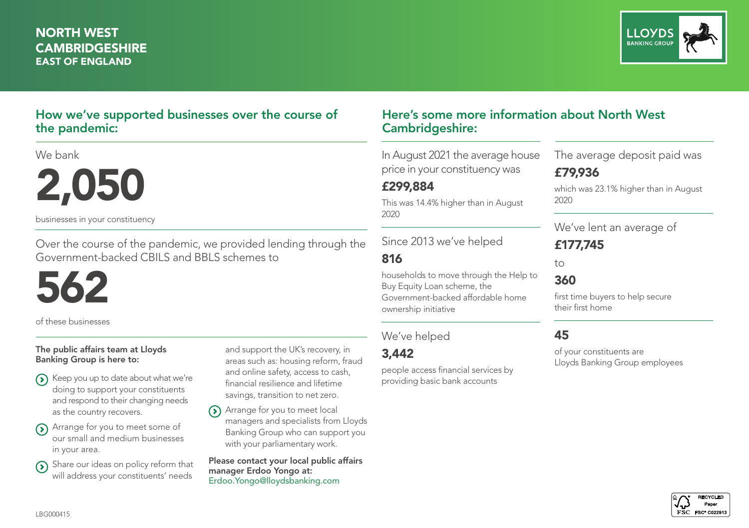# NORTH WEST CAMBRIDGESHIRE
### EAST OF ENGLAND

LLOYDS BANKING GROUP

## How we've supported businesses over the course of the pandemic:

We bank

**2,050**

businesses in your constituency

Over the course of the pandemic, we provided lending through the Government-backed CBILS and BBLS schemes to

**562**

of these businesses

**The public affairs team at Lloyds Banking Group is here to:**

- Keep you up to date about what we're doing to support your constituents and respond to their changing needs as the country recovers.
- Arrange for you to meet some of our small and medium businesses in your area.
- Share our ideas on policy reform that will address your constituents' needs and support the UK's recovery, in areas such as: housing reform, fraud and online safety, access to cash, financial resilience and lifetime savings, transition to net zero.
- Arrange for you to meet local managers and specialists from Lloyds Banking Group who can support you with your parliamentary work.

**Please contact your local public affairs manager Erdoo Yongo at:**
Erdoo.Yongo@lloydsbanking.com

## Here's some more information about North West Cambridgeshire:

In August 2021 the average house price in your constituency was

**£299,884**

This was 14.4% higher than in August 2020

The average deposit paid was

**£79,936**

which was 23.1% higher than in August 2020

Since 2013 we've helped

**816**

households to move through the Help to Buy Equity Loan scheme, the Government-backed affordable home ownership initiative

We've lent an average of

**£177,745**

to

**360**

first time buyers to help secure their first home

We've helped

**3,442**

people access financial services by providing basic bank accounts

**45**

of your constituents are Lloyds Banking Group employees

LBG000415